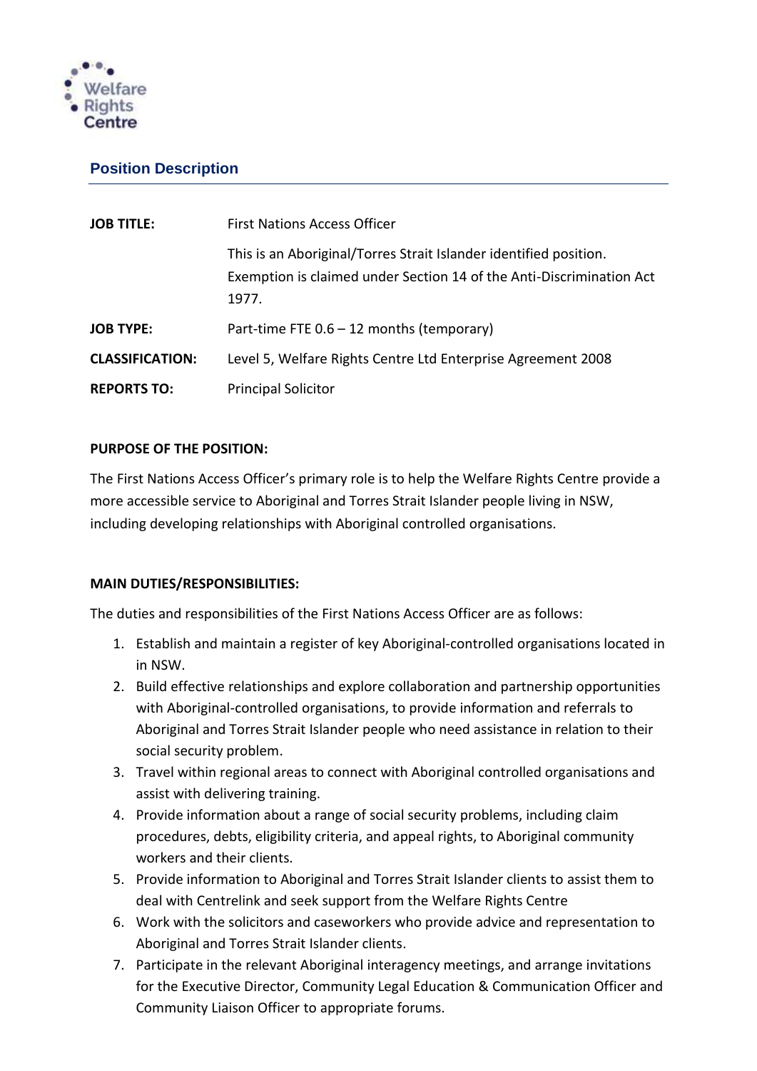Welfare Rights Centre

## Position Description

| | |
|---|---|
| **JOB TITLE:** | First Nations Access Officer<br><br>This is an Aboriginal/Torres Strait Islander identified position. Exemption is claimed under Section 14 of the Anti-Discrimination Act 1977. |
| **JOB TYPE:** | Part-time FTE 0.6 – 12 months (temporary) |
| **CLASSIFICATION:** | Level 5, Welfare Rights Centre Ltd Enterprise Agreement 2008 |
| **REPORTS TO:** | Principal Solicitor |

**PURPOSE OF THE POSITION:**

The First Nations Access Officer's primary role is to help the Welfare Rights Centre provide a more accessible service to Aboriginal and Torres Strait Islander people living in NSW, including developing relationships with Aboriginal controlled organisations.

**MAIN DUTIES/RESPONSIBILITIES:**

The duties and responsibilities of the First Nations Access Officer are as follows:

1. Establish and maintain a register of key Aboriginal-controlled organisations located in in NSW.
2. Build effective relationships and explore collaboration and partnership opportunities with Aboriginal-controlled organisations, to provide information and referrals to Aboriginal and Torres Strait Islander people who need assistance in relation to their social security problem.
3. Travel within regional areas to connect with Aboriginal controlled organisations and assist with delivering training.
4. Provide information about a range of social security problems, including claim procedures, debts, eligibility criteria, and appeal rights, to Aboriginal community workers and their clients.
5. Provide information to Aboriginal and Torres Strait Islander clients to assist them to deal with Centrelink and seek support from the Welfare Rights Centre
6. Work with the solicitors and caseworkers who provide advice and representation to Aboriginal and Torres Strait Islander clients.
7. Participate in the relevant Aboriginal interagency meetings, and arrange invitations for the Executive Director, Community Legal Education & Communication Officer and Community Liaison Officer to appropriate forums.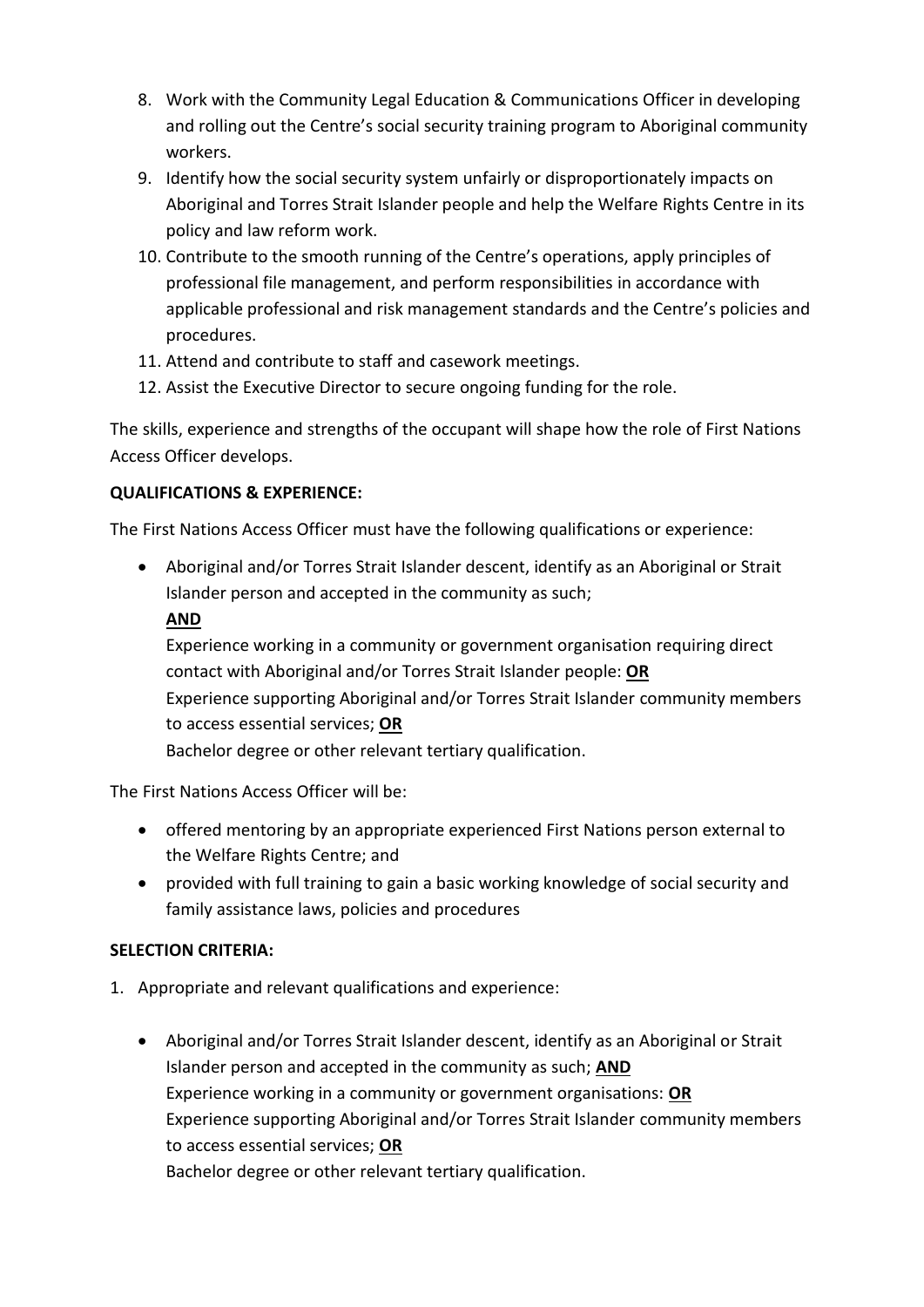8. Work with the Community Legal Education & Communications Officer in developing and rolling out the Centre's social security training program to Aboriginal community workers.
9. Identify how the social security system unfairly or disproportionately impacts on Aboriginal and Torres Strait Islander people and help the Welfare Rights Centre in its policy and law reform work.
10. Contribute to the smooth running of the Centre's operations, apply principles of professional file management, and perform responsibilities in accordance with applicable professional and risk management standards and the Centre's policies and procedures.
11. Attend and contribute to staff and casework meetings.
12. Assist the Executive Director to secure ongoing funding for the role.

The skills, experience and strengths of the occupant will shape how the role of First Nations Access Officer develops.

**QUALIFICATIONS & EXPERIENCE:**

The First Nations Access Officer must have the following qualifications or experience:

- Aboriginal and/or Torres Strait Islander descent, identify as an Aboriginal or Strait Islander person and accepted in the community as such;
  **AND**
  Experience working in a community or government organisation requiring direct contact with Aboriginal and/or Torres Strait Islander people: **OR**
  Experience supporting Aboriginal and/or Torres Strait Islander community members to access essential services; **OR**
  Bachelor degree or other relevant tertiary qualification.

The First Nations Access Officer will be:

- offered mentoring by an appropriate experienced First Nations person external to the Welfare Rights Centre; and
- provided with full training to gain a basic working knowledge of social security and family assistance laws, policies and procedures

**SELECTION CRITERIA:**

1. Appropriate and relevant qualifications and experience:

   - Aboriginal and/or Torres Strait Islander descent, identify as an Aboriginal or Strait Islander person and accepted in the community as such; **AND**
     Experience working in a community or government organisations: **OR**
     Experience supporting Aboriginal and/or Torres Strait Islander community members to access essential services; **OR**
     Bachelor degree or other relevant tertiary qualification.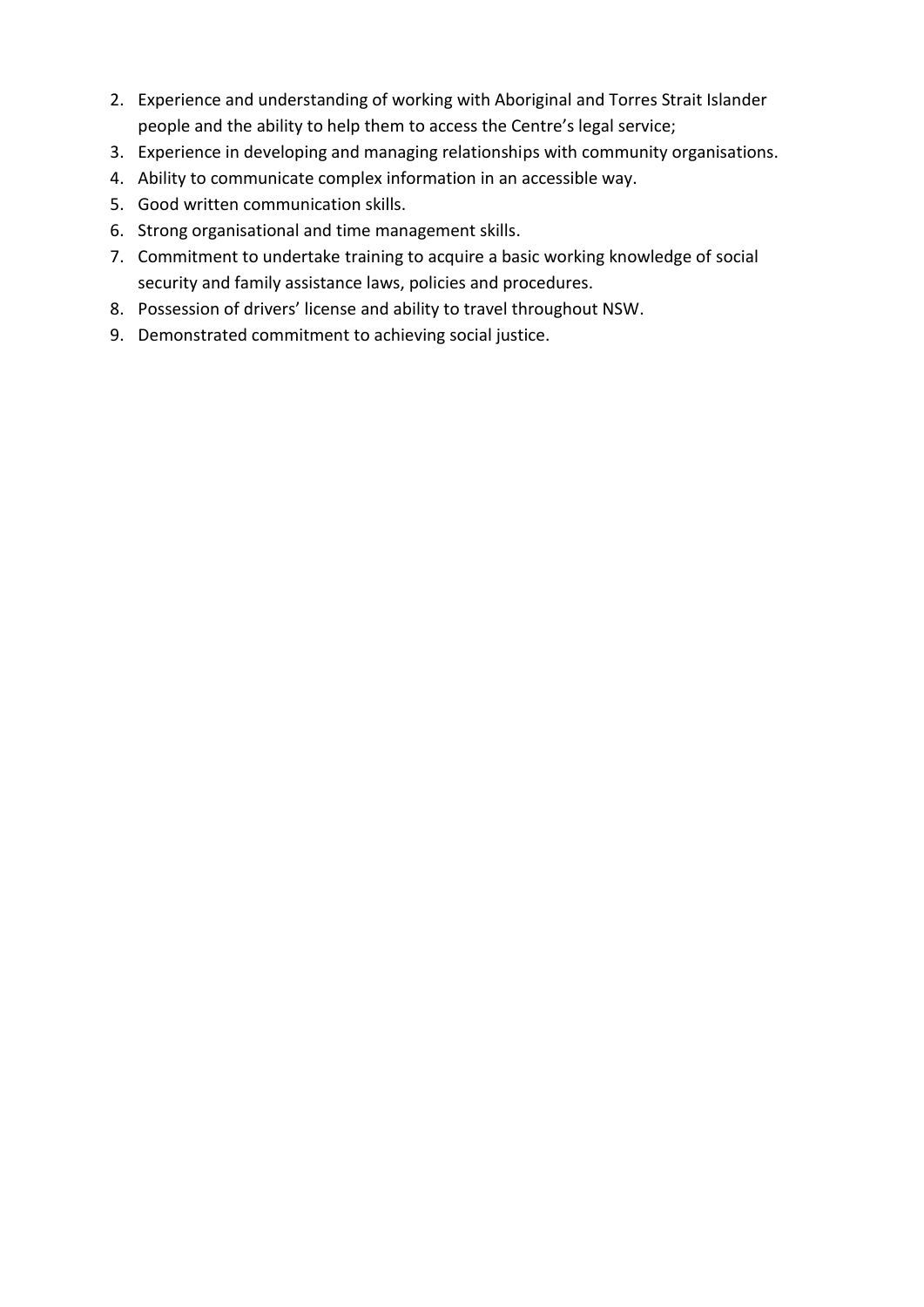2. Experience and understanding of working with Aboriginal and Torres Strait Islander people and the ability to help them to access the Centre's legal service;
3. Experience in developing and managing relationships with community organisations.
4. Ability to communicate complex information in an accessible way.
5. Good written communication skills.
6. Strong organisational and time management skills.
7. Commitment to undertake training to acquire a basic working knowledge of social security and family assistance laws, policies and procedures.
8. Possession of drivers' license and ability to travel throughout NSW.
9. Demonstrated commitment to achieving social justice.